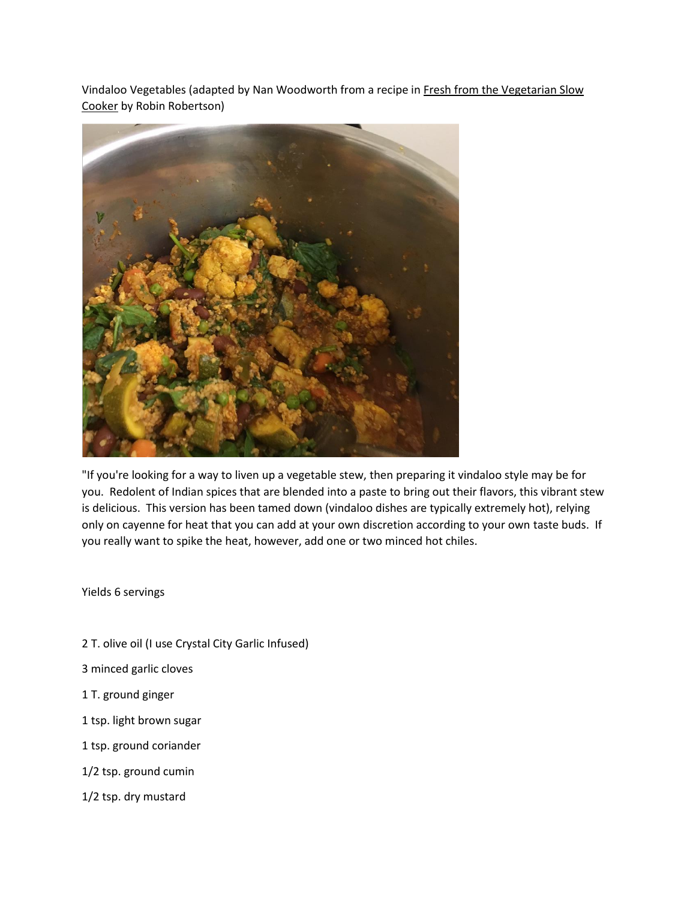Vindaloo Vegetables (adapted by Nan Woodworth from a recipe in Fresh from the Vegetarian Slow Cooker by Robin Robertson)

"If you're looking for a way to liven up a vegetable stew, then preparing it vindaloo style may be for you. Redolent of Indian spices that are blended into a paste to bring out their flavors, this vibrant stew is delicious. This version has been tamed down (vindaloo dishes are typically extremely hot), relying only on cayenne for heat that you can add at your own discretion according to your own taste buds. If you really want to spike the heat, however, add one or two minced hot chiles.

Yields 6 servings

2 T. olive oil (I use Crystal City Garlic Infused)

3 minced garlic cloves

1 T. ground ginger

1 tsp. light brown sugar

1 tsp. ground coriander

1/2 tsp. ground cumin

1/2 tsp. dry mustard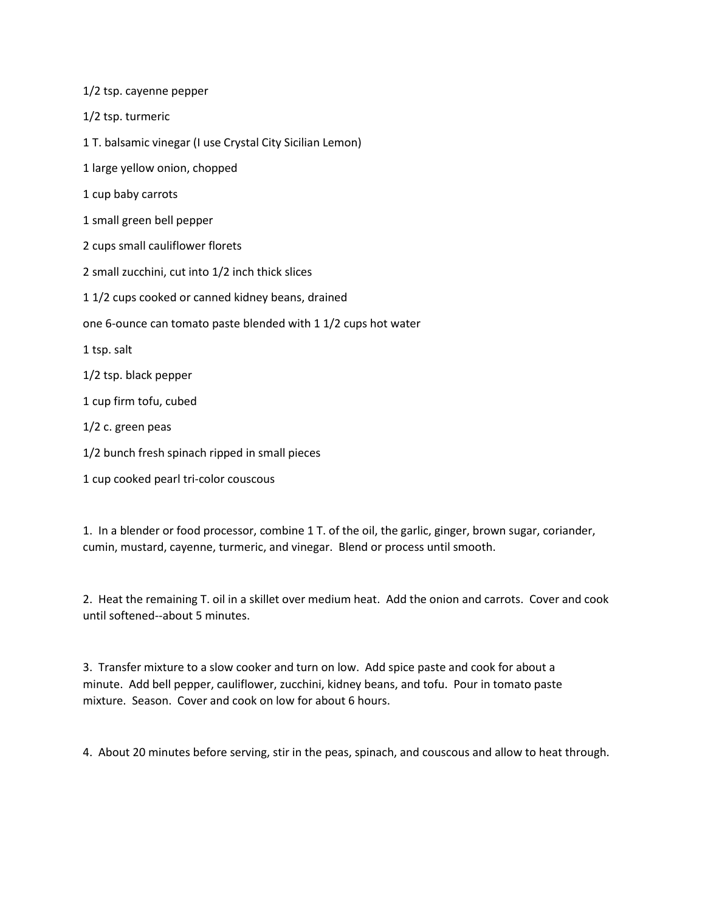1/2 tsp. cayenne pepper

1/2 tsp. turmeric

1 T. balsamic vinegar (I use Crystal City Sicilian Lemon)

1 large yellow onion, chopped

1 cup baby carrots

1 small green bell pepper

2 cups small cauliflower florets

2 small zucchini, cut into 1/2 inch thick slices

1 1/2 cups cooked or canned kidney beans, drained

one 6-ounce can tomato paste blended with 1 1/2 cups hot water

1 tsp. salt

1/2 tsp. black pepper

1 cup firm tofu, cubed

1/2 c. green peas

1/2 bunch fresh spinach ripped in small pieces

1 cup cooked pearl tri-color couscous

1. In a blender or food processor, combine 1 T. of the oil, the garlic, ginger, brown sugar, coriander, cumin, mustard, cayenne, turmeric, and vinegar. Blend or process until smooth.

2. Heat the remaining T. oil in a skillet over medium heat. Add the onion and carrots. Cover and cook until softened--about 5 minutes.

3. Transfer mixture to a slow cooker and turn on low. Add spice paste and cook for about a minute. Add bell pepper, cauliflower, zucchini, kidney beans, and tofu. Pour in tomato paste mixture. Season. Cover and cook on low for about 6 hours.

4. About 20 minutes before serving, stir in the peas, spinach, and couscous and allow to heat through.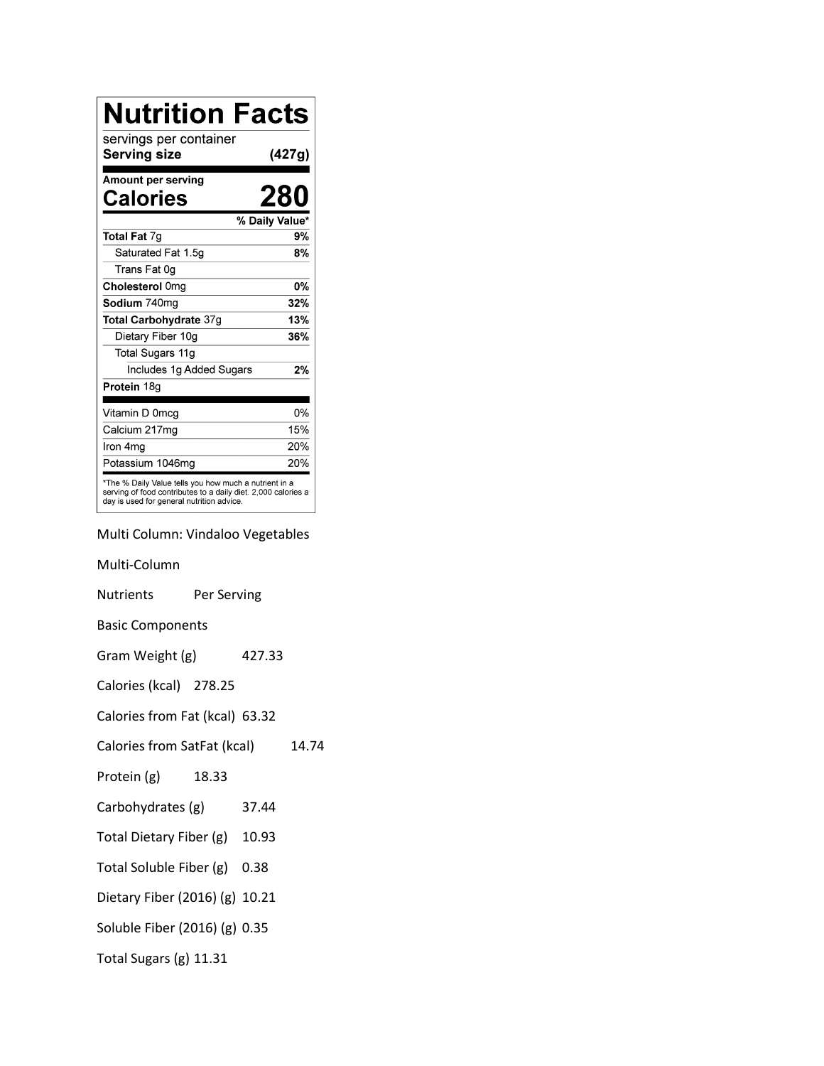# Nutrition Facts

servings per container

**Serving size (427g)**

| Amount per serving | |
|---|---|
| **Calories** | **280** |
| | **% Daily Value*** |
| **Total Fat** 7g | **9%** |
| Saturated Fat 1.5g | **8%** |
| Trans Fat 0g | |
| **Cholesterol** 0mg | **0%** |
| **Sodium** 740mg | **32%** |
| **Total Carbohydrate** 37g | **13%** |
| Dietary Fiber 10g | **36%** |
| Total Sugars 11g | |
| Includes 1g Added Sugars | **2%** |
| **Protein** 18g | |
| Vitamin D 0mcg | 0% |
| Calcium 217mg | 15% |
| Iron 4mg | 20% |
| Potassium 1046mg | 20% |

*The % Daily Value tells you how much a nutrient in a serving of food contributes to a daily diet. 2,000 calories a day is used for general nutrition advice.

Multi Column: Vindaloo Vegetables

Multi-Column

| Nutrients | Per Serving |
|---|---|
| Basic Components | |
| Gram Weight (g) | 427.33 |
| Calories (kcal) | 278.25 |
| Calories from Fat (kcal) | 63.32 |
| Calories from SatFat (kcal) | 14.74 |
| Protein (g) | 18.33 |
| Carbohydrates (g) | 37.44 |
| Total Dietary Fiber (g) | 10.93 |
| Total Soluble Fiber (g) | 0.38 |
| Dietary Fiber (2016) (g) | 10.21 |
| Soluble Fiber (2016) (g) | 0.35 |
| Total Sugars (g) | 11.31 |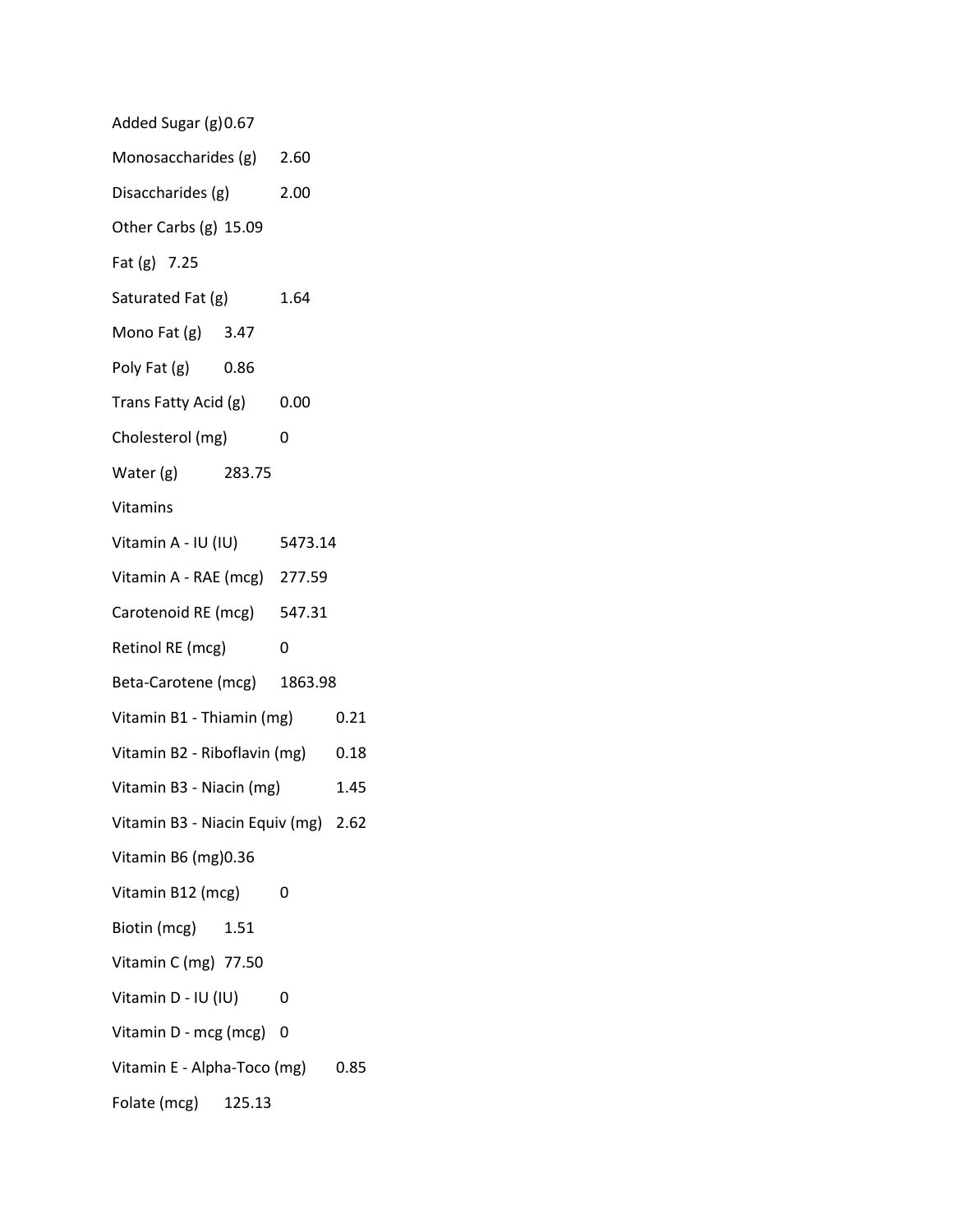Added Sugar (g) 0.67

Monosaccharides (g) 2.60

Disaccharides (g) 2.00

Other Carbs (g) 15.09

Fat (g) 7.25

Saturated Fat (g) 1.64

Mono Fat (g) 3.47

Poly Fat (g) 0.86

Trans Fatty Acid (g) 0.00

Cholesterol (mg) 0

Water (g) 283.75

Vitamins

Vitamin A - IU (IU) 5473.14

Vitamin A - RAE (mcg) 277.59

Carotenoid RE (mcg) 547.31

Retinol RE (mcg) 0

Beta-Carotene (mcg) 1863.98

Vitamin B1 - Thiamin (mg) 0.21

Vitamin B2 - Riboflavin (mg) 0.18

Vitamin B3 - Niacin (mg) 1.45

Vitamin B3 - Niacin Equiv (mg) 2.62

Vitamin B6 (mg) 0.36

Vitamin B12 (mcg) 0

Biotin (mcg) 1.51

Vitamin C (mg) 77.50

Vitamin D - IU (IU) 0

Vitamin D - mcg (mcg) 0

Vitamin E - Alpha-Toco (mg) 0.85

Folate (mcg) 125.13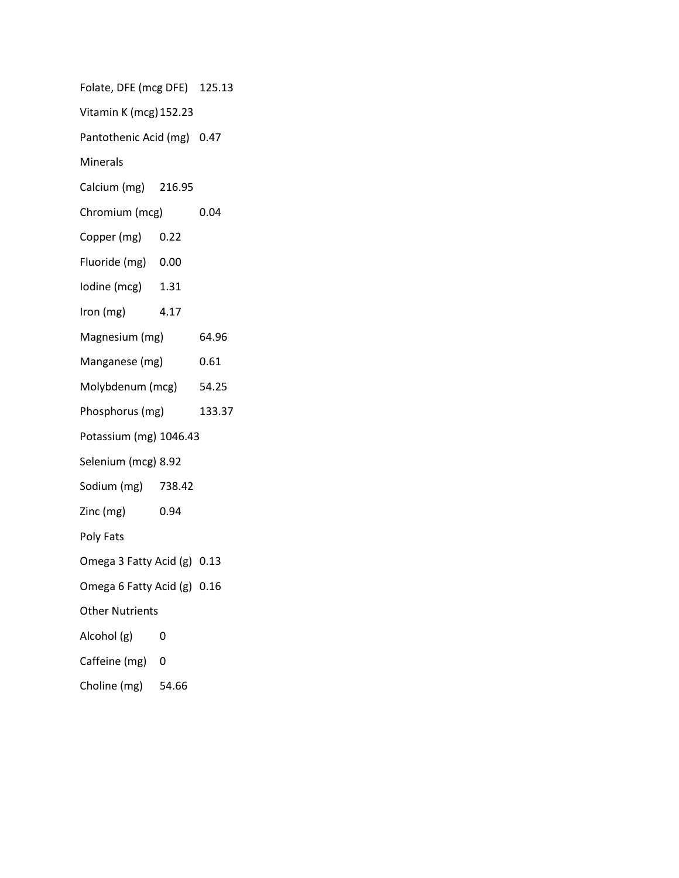Folate, DFE (mcg DFE) 125.13

Vitamin K (mcg) 152.23

Pantothenic Acid (mg) 0.47

Minerals

Calcium (mg) 216.95

Chromium (mcg) 0.04

Copper (mg) 0.22

Fluoride (mg) 0.00

Iodine (mcg) 1.31

Iron (mg) 4.17

Magnesium (mg) 64.96

Manganese (mg) 0.61

Molybdenum (mcg) 54.25

Phosphorus (mg) 133.37

Potassium (mg) 1046.43

Selenium (mcg) 8.92

Sodium (mg) 738.42

Zinc (mg) 0.94

Poly Fats

Omega 3 Fatty Acid (g) 0.13

Omega 6 Fatty Acid (g) 0.16

Other Nutrients

Alcohol (g) 0

Caffeine (mg) 0

Choline (mg) 54.66